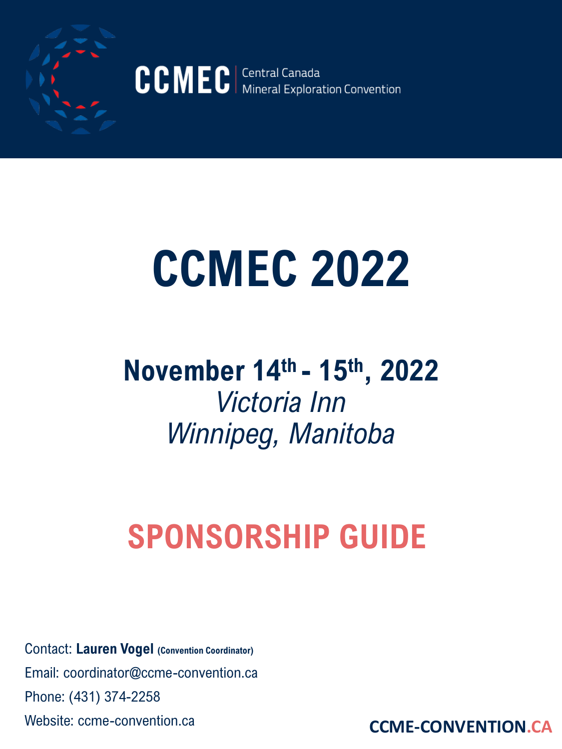**CCMEC** | Central Canada Mineral Exploration Convention

# CCMEC 2022

## November 14th - 15th, 2022

*Victoria Inn*

*Winnipeg, Manitoba*

# SPONSORSHIP GUIDE

Contact: **Lauren Vogel** **(Convention Coordinator)**

Email: coordinator@ccme-convention.ca

Phone: (431) 374-2258

Website: ccme-convention.ca

**CCME-CONVENTION.CA**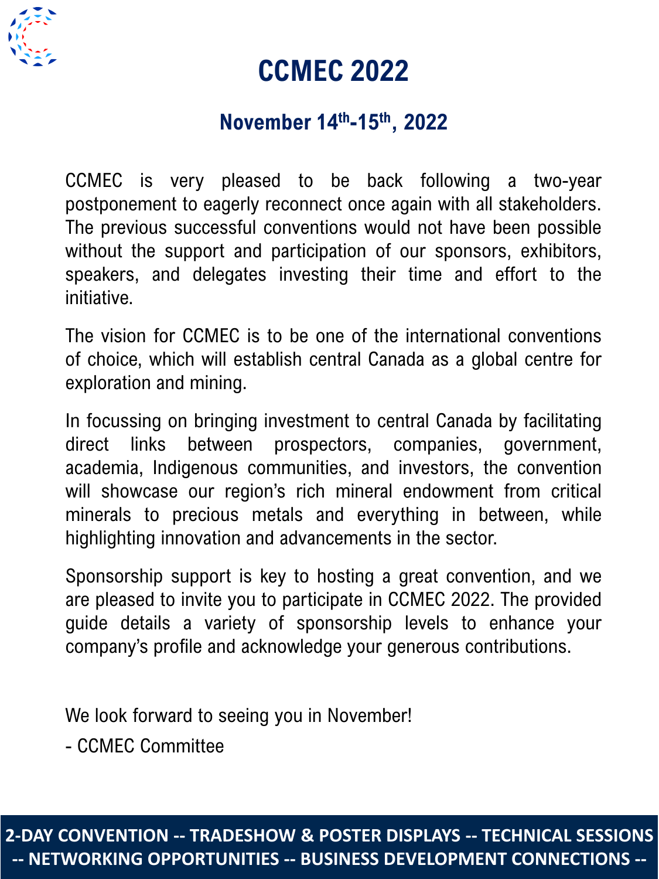# CCMEC 2022

## November 14th-15th, 2022

CCMEC is very pleased to be back following a two-year postponement to eagerly reconnect once again with all stakeholders. The previous successful conventions would not have been possible without the support and participation of our sponsors, exhibitors, speakers, and delegates investing their time and effort to the initiative.

The vision for CCMEC is to be one of the international conventions of choice, which will establish central Canada as a global centre for exploration and mining.

In focussing on bringing investment to central Canada by facilitating direct links between prospectors, companies, government, academia, Indigenous communities, and investors, the convention will showcase our region's rich mineral endowment from critical minerals to precious metals and everything in between, while highlighting innovation and advancements in the sector.

Sponsorship support is key to hosting a great convention, and we are pleased to invite you to participate in CCMEC 2022. The provided guide details a variety of sponsorship levels to enhance your company's profile and acknowledge your generous contributions.

We look forward to seeing you in November!

- CCMEC Committee

**2-DAY CONVENTION -- TRADESHOW & POSTER DISPLAYS -- TECHNICAL SESSIONS -- NETWORKING OPPORTUNITIES -- BUSINESS DEVELOPMENT CONNECTIONS --**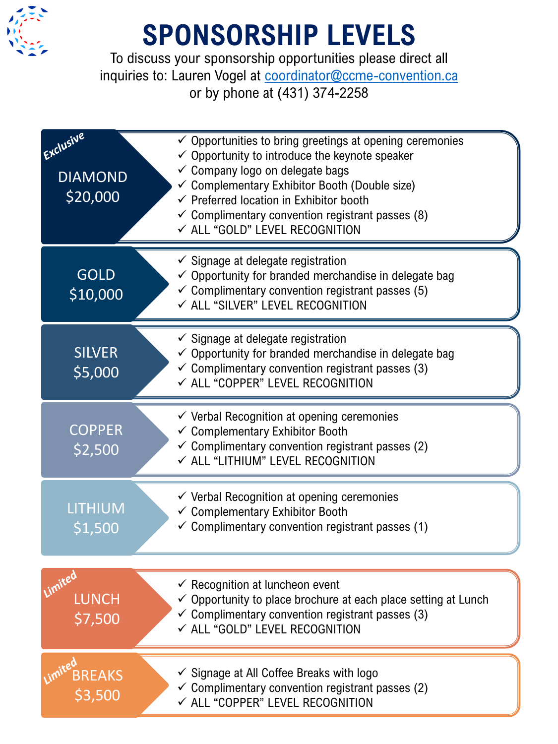# SPONSORSHIP LEVELS

To discuss your sponsorship opportunities please direct all inquiries to: Lauren Vogel at coordinator@ccme-convention.ca or by phone at (431) 374-2258

## DIAMOND $20,000

*Exclusive*

- ✓ Opportunities to bring greetings at opening ceremonies
- ✓ Opportunity to introduce the keynote speaker
- ✓ Company logo on delegate bags
- ✓ Complementary Exhibitor Booth (Double size)
- ✓ Preferred location in Exhibitor booth
- ✓ Complimentary convention registrant passes (8)
- ✓ ALL "GOLD" LEVEL RECOGNITION

## GOLD $10,000

- ✓ Signage at delegate registration
- ✓ Opportunity for branded merchandise in delegate bag
- ✓ Complimentary convention registrant passes (5)
- ✓ ALL "SILVER" LEVEL RECOGNITION

## SILVER $5,000

- ✓ Signage at delegate registration
- ✓ Opportunity for branded merchandise in delegate bag
- ✓ Complimentary convention registrant passes (3)
- ✓ ALL "COPPER" LEVEL RECOGNITION

## COPPER $2,500

- ✓ Verbal Recognition at opening ceremonies
- ✓ Complementary Exhibitor Booth
- ✓ Complimentary convention registrant passes (2)
- ✓ ALL "LITHIUM" LEVEL RECOGNITION

## LITHIUM $1,500

- ✓ Verbal Recognition at opening ceremonies
- ✓ Complementary Exhibitor Booth
- ✓ Complimentary convention registrant passes (1)

## LUNCH $7,500

*Limited*

- ✓ Recognition at luncheon event
- ✓ Opportunity to place brochure at each place setting at Lunch
- ✓ Complimentary convention registrant passes (3)
- ✓ ALL "GOLD" LEVEL RECOGNITION

## BREAKS $3,500

*Limited*

- ✓ Signage at All Coffee Breaks with logo
- ✓ Complimentary convention registrant passes (2)
- ✓ ALL "COPPER" LEVEL RECOGNITION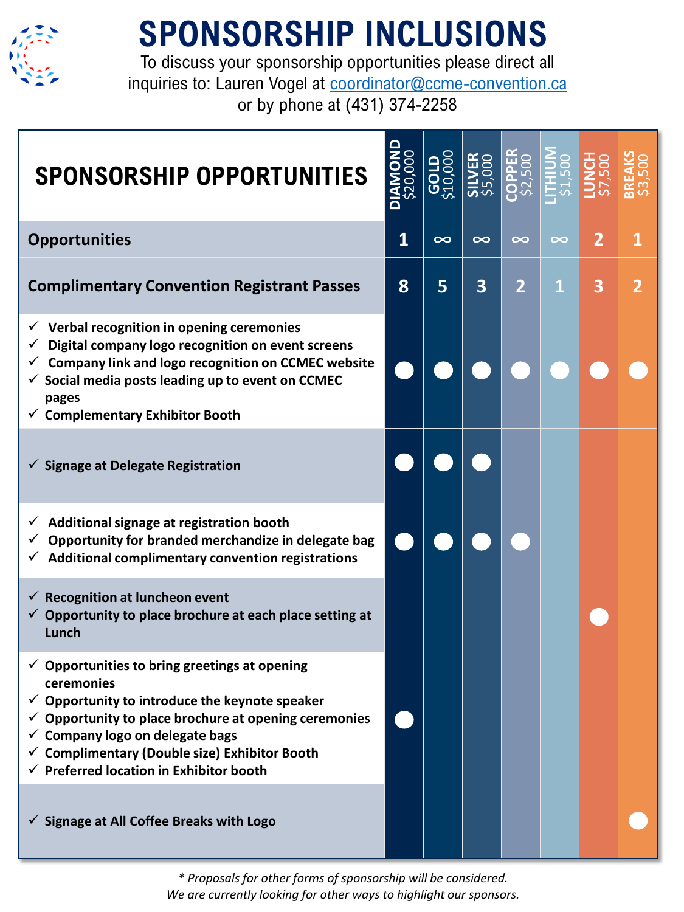# SPONSORSHIP INCLUSIONS

To discuss your sponsorship opportunities please direct all inquiries to: Lauren Vogel at coordinator@ccme-convention.ca or by phone at (431) 374-2258

| SPONSORSHIP OPPORTUNITIES | DIAMOND $20,000 | GOLD $10,000 | SILVER $5,000 | COPPER $2,500 | LITHIUM $1,500 | LUNCH $7,500 | BREAKS $3,500 |
|---|---|---|---|---|---|---|---|
| **Opportunities** | 1 | ∞ | ∞ | ∞ | ∞ | 2 | 1 |
| **Complimentary Convention Registrant Passes** | 8 | 5 | 3 | 2 | 1 | 3 | 2 |
| ✓ Verbal recognition in opening ceremonies<br>✓ Digital company logo recognition on event screens<br>✓ Company link and logo recognition on CCMEC website<br>✓ Social media posts leading up to event on CCMEC pages<br>✓ Complementary Exhibitor Booth | ● | ● | ● | ● | ● | ● | ● |
| ✓ Signage at Delegate Registration | ● | ● | ● | | | | |
| ✓ Additional signage at registration booth<br>✓ Opportunity for branded merchandize in delegate bag<br>✓ Additional complimentary convention registrations | ● | ● | ● | ● | | | |
| ✓ Recognition at luncheon event<br>✓ Opportunity to place brochure at each place setting at Lunch | | | | | | ● | |
| ✓ Opportunities to bring greetings at opening ceremonies<br>✓ Opportunity to introduce the keynote speaker<br>✓ Opportunity to place brochure at opening ceremonies<br>✓ Company logo on delegate bags<br>✓ Complimentary (Double size) Exhibitor Booth<br>✓ Preferred location in Exhibitor booth | ● | | | | | | |
| ✓ Signage at All Coffee Breaks with Logo | | | | | | | ● |

*\* Proposals for other forms of sponsorship will be considered.*
*We are currently looking for other ways to highlight our sponsors.*